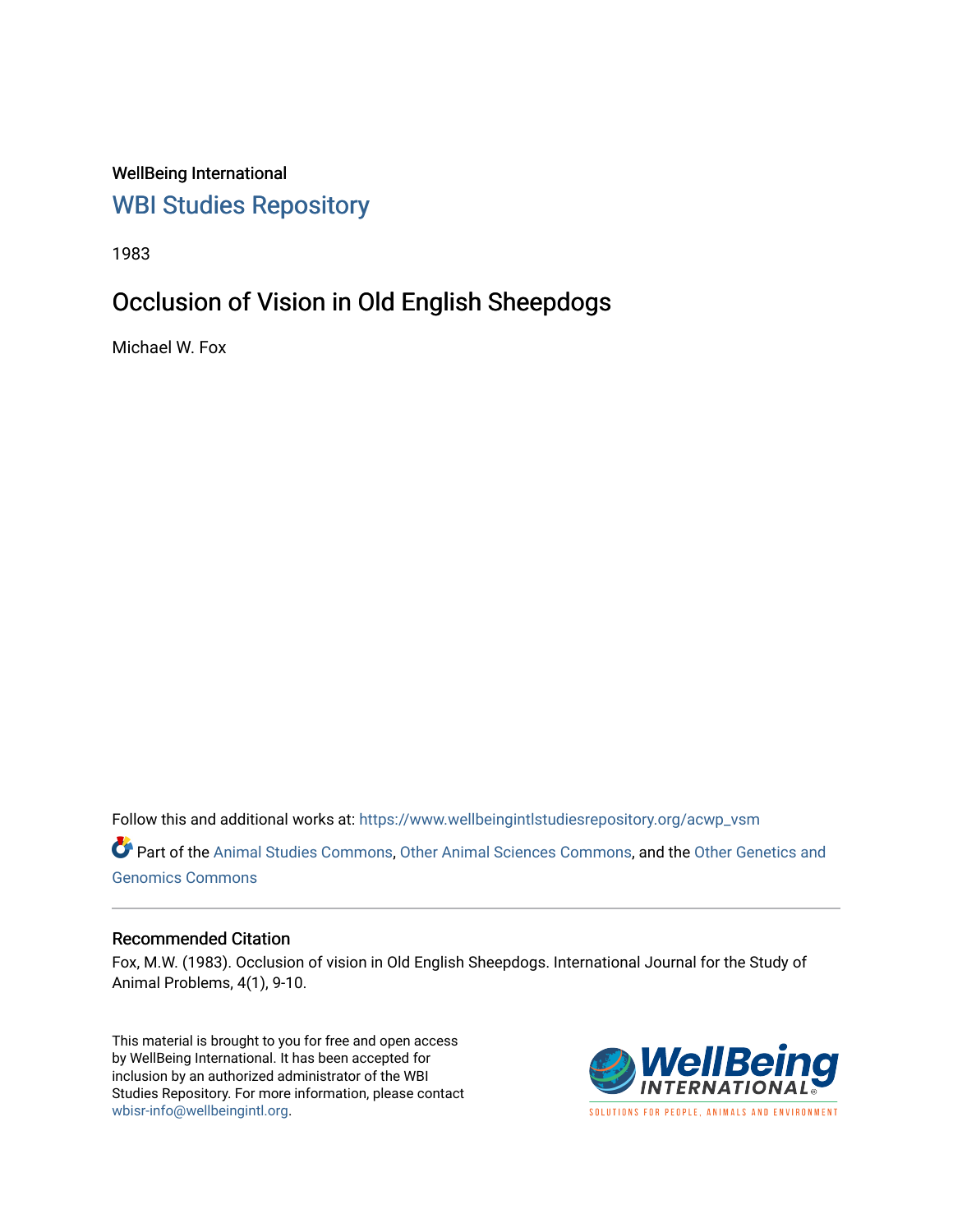WellBeing International

## WBI Studies Repository

1983

# Occlusion of Vision in Old English Sheepdogs

Michael W. Fox

Follow this and additional works at: https://www.wellbeingintlstudiesrepository.org/acwp_vsm

Part of the Animal Studies Commons, Other Animal Sciences Commons, and the Other Genetics and Genomics Commons

### Recommended Citation

Fox, M.W. (1983). Occlusion of vision in Old English Sheepdogs. International Journal for the Study of Animal Problems, 4(1), 9-10.

This material is brought to you for free and open access by WellBeing International. It has been accepted for inclusion by an authorized administrator of the WBI Studies Repository. For more information, please contact wbisr-info@wellbeingintl.org.

WellBeing INTERNATIONAL

SOLUTIONS FOR PEOPLE, ANIMALS AND ENVIRONMENT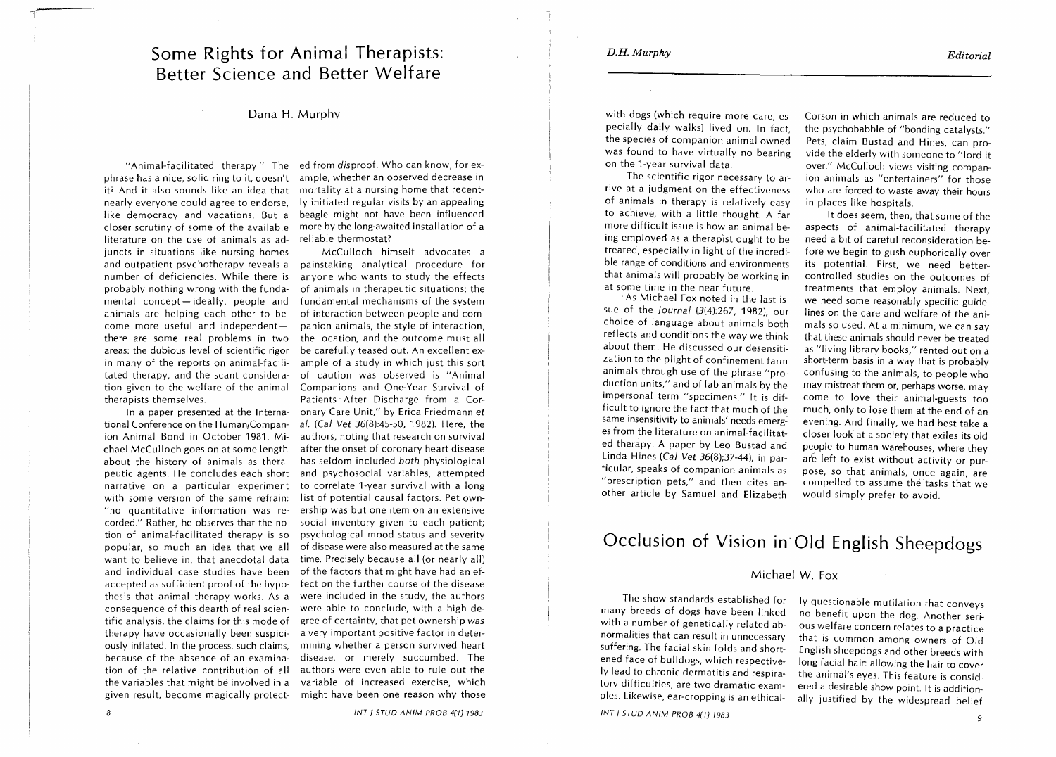# Some Rights for Animal Therapists: Better Science and Better Welfare

Dana H. Murphy

"Animal-facilitated therapy." The phrase has a nice, solid ring to it, doesn't it? And it also sounds like an idea that nearly everyone could agree to endorse, like democracy and vacations. But a closer scrutiny of some of the available literature on the use of animals as adjuncts in situations like nursing homes and outpatient psychotherapy reveals a number of deficiencies. While there is probably nothing wrong with the fundamental concept—ideally, people and animals are helping each other to become more useful and independent—there *are* some real problems in two areas: the dubious level of scientific rigor in many of the reports on animal-facilitated therapy, and the scant consideration given to the welfare of the animal therapists themselves.

In a paper presented at the International Conference on the Human/Companion Animal Bond in October 1981, Michael McCulloch goes on at some length about the history of animals as therapeutic agents. He concludes each short narrative on a particular experiment with some version of the same refrain: "no quantitative information was recorded." Rather, he observes that the notion of animal-facilitated therapy is so popular, so much an idea that we all want to believe in, that anecdotal data and individual case studies have been accepted as sufficient proof of the hypothesis that animal therapy works. As a consequence of this dearth of real scientific analysis, the claims for this mode of therapy have occasionally been suspiciously inflated. In the process, such claims, because of the absence of an examination of the relative contribution of all the variables that might be involved in a given result, become magically protected from *dis*proof. Who can know, for example, whether an observed decrease in mortality at a nursing home that recently initiated regular visits by an appealing beagle might not have been influenced more by the long-awaited installation of a reliable thermostat?

McCulloch himself advocates a painstaking analytical procedure for anyone who wants to study the effects of animals in therapeutic situations: the fundamental mechanisms of the system of interaction between people and companion animals, the style of interaction, the location, and the outcome must all be carefully teased out. An excellent example of a study in which just this sort of caution was observed is "Animal Companions and One-Year Survival of Patients After Discharge from a Coronary Care Unit," by Erica Friedmann *et al.* (*Cal Vet* 36(8):45-50, 1982). Here, the authors, noting that research on survival after the onset of coronary heart disease has seldom included *both* physiological and psychosocial variables, attempted to correlate 1-year survival with a long list of potential causal factors. Pet ownership was but one item on an extensive social inventory given to each patient; psychological mood status and severity of disease were also measured at the same time. Precisely because all (or nearly all) of the factors that might have had an effect on the further course of the disease were included in the study, the authors were able to conclude, with a high degree of certainty, that pet ownership *was* a very important positive factor in determining whether a person survived heart disease, or merely succumbed. The authors were even able to rule out the variable of increased exercise, which might have been one reason why those with dogs (which require more care, especially daily walks) lived on. In fact, the species of companion animal owned was found to have virtually no bearing on the 1-year survival data.

The scientific rigor necessary to arrive at a judgment on the effectiveness of animals in therapy is relatively easy to achieve, with a little thought. A far more difficult issue is how an animal being employed as a therapist ought to be treated, especially in light of the incredible range of conditions and environments that animals will probably be working in at some time in the near future.

As Michael Fox noted in the last issue of the *Journal* (3(4):267, 1982), our choice of language about animals both reflects and conditions the way we think about them. He discussed our desensitization to the plight of confinement farm animals through use of the phrase "production units," and of lab animals by the impersonal term "specimens." It is difficult to ignore the fact that much of the same insensitivity to animals' needs emerges from the literature on animal-facilitated therapy. A paper by Leo Bustad and Linda Hines (*Cal Vet* 36(8);37-44), in particular, speaks of companion animals as "prescription pets," and then cites another article by Samuel and Elizabeth Corson in which animals are reduced to the psychobabble of "bonding catalysts." Pets, claim Bustad and Hines, can provide the elderly with someone to "lord it over." McCulloch views visiting companion animals as "entertainers" for those who are forced to waste away their hours in places like hospitals.

It does seem, then, that some of the aspects of animal-facilitated therapy need a bit of careful reconsideration before we begin to gush euphorically over its potential. First, we need better-controlled studies on the outcomes of treatments that employ animals. Next, we need some reasonably specific guidelines on the care and welfare of the animals so used. At a minimum, we can say that these animals should never be treated as "living library books," rented out on a short-term basis in a way that is probably confusing to the animals, to people who may mistreat them or, perhaps worse, may come to love their animal-guests too much, only to lose them at the end of an evening. And finally, we had best take a closer look at a society that exiles its old people to human warehouses, where they are left to exist without activity or purpose, so that animals, once again, are compelled to assume the tasks that we would simply prefer to avoid.

# Occlusion of Vision in Old English Sheepdogs

Michael W. Fox

The show standards established for many breeds of dogs have been linked with a number of genetically related abnormalities that can result in unnecessary suffering. The facial skin folds and shortened face of bulldogs, which respectively lead to chronic dermatitis and respiratory difficulties, are two dramatic examples. Likewise, ear-cropping is an ethically questionable mutilation that conveys no benefit upon the dog. Another serious welfare concern relates to a practice that is common among owners of Old English sheepdogs and other breeds with long facial hair: allowing the hair to cover the animal's eyes. This feature is considered a desirable show point. It is additionally justified by the widespread belief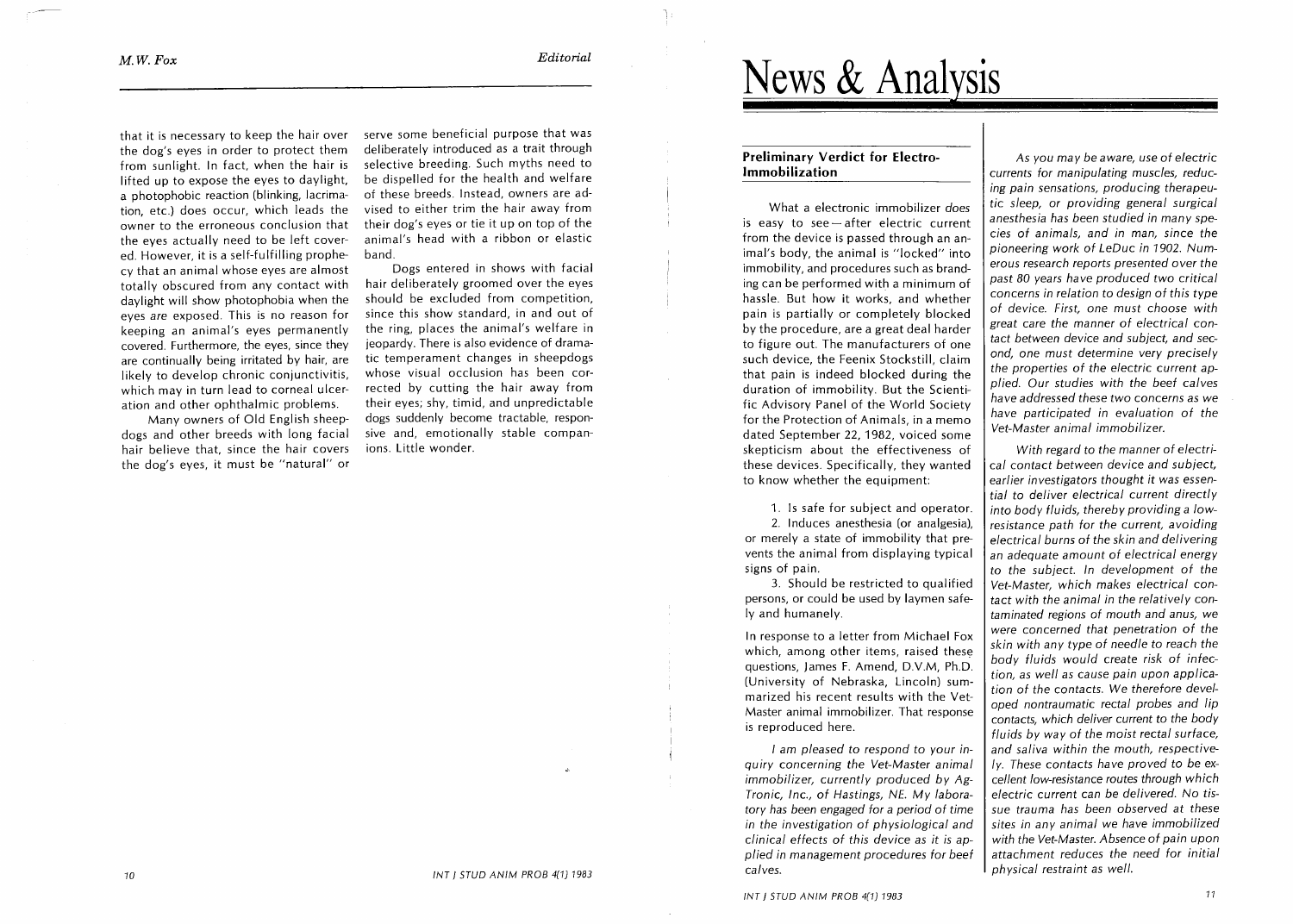that it is necessary to keep the hair over the dog's eyes in order to protect them from sunlight. In fact, when the hair is lifted up to expose the eyes to daylight, a photophobic reaction (blinking, lacrimation, etc.) does occur, which leads the owner to the erroneous conclusion that the eyes actually need to be left covered. However, it is a self-fulfilling prophecy that an animal whose eyes are almost totally obscured from any contact with daylight will show photophobia when the eyes *are* exposed. This is no reason for keeping an animal's eyes permanently covered. Furthermore, the eyes, since they are continually being irritated by hair, are likely to develop chronic conjunctivitis, which may in turn lead to corneal ulceration and other ophthalmic problems.

Many owners of Old English sheepdogs and other breeds with long facial hair believe that, since the hair covers the dog's eyes, it must be "natural" or serve some beneficial purpose that was deliberately introduced as a trait through selective breeding. Such myths need to be dispelled for the health and welfare of these breeds. Instead, owners are advised to either trim the hair away from their dog's eyes or tie it up on top of the animal's head with a ribbon or elastic band.

Dogs entered in shows with facial hair deliberately groomed over the eyes should be excluded from competition, since this show standard, in and out of the ring, places the animal's welfare in jeopardy. There is also evidence of dramatic temperament changes in sheepdogs whose visual occlusion has been corrected by cutting the hair away from their eyes; shy, timid, and unpredictable dogs suddenly become tractable, responsive and, emotionally stable companions. Little wonder.

# News & Analysis

## Preliminary Verdict for Electro-Immobilization

What a electronic immobilizer *does* is easy to see—after electric current from the device is passed through an animal's body, the animal is "locked" into immobility, and procedures such as branding can be performed with a minimum of hassle. But how it works, and whether pain is partially or completely blocked by the procedure, are a great deal harder to figure out. The manufacturers of one such device, the Feenix Stockstill, claim that pain is indeed blocked during the duration of immobility. But the Scientific Advisory Panel of the World Society for the Protection of Animals, in a memo dated September 22, 1982, voiced some skepticism about the effectiveness of these devices. Specifically, they wanted to know whether the equipment:

1. Is safe for subject and operator.
2. Induces anesthesia (or analgesia), or merely a state of immobility that prevents the animal from displaying typical signs of pain.
3. Should be restricted to qualified persons, or could be used by laymen safely and humanely.

In response to a letter from Michael Fox which, among other items, raised these questions, James F. Amend, D.V.M, Ph.D. (University of Nebraska, Lincoln) summarized his recent results with the Vet-Master animal immobilizer. That response is reproduced here.

*I am pleased to respond to your inquiry concerning the Vet-Master animal immobilizer, currently produced by Ag-Tronic, Inc., of Hastings, NE. My laboratory has been engaged for a period of time in the investigation of physiological and clinical effects of this device as it is applied in management procedures for beef calves.*

*As you may be aware, use of electric currents for manipulating muscles, reducing pain sensations, producing therapeutic sleep, or providing general surgical anesthesia has been studied in many species of animals, and in man, since the pioneering work of LeDuc in 1902. Numerous research reports presented over the past 80 years have produced two critical concerns in relation to design of this type of device. First, one must choose with great care the manner of electrical contact between device and subject, and second, one must determine very precisely the properties of the electric current applied. Our studies with the beef calves have addressed these two concerns as we have participated in evaluation of the Vet-Master animal immobilizer.*

*With regard to the manner of electrical contact between device and subject, earlier investigators thought it was essential to deliver electrical current directly into body fluids, thereby providing a low-resistance path for the current, avoiding electrical burns of the skin and delivering an adequate amount of electrical energy to the subject. In development of the Vet-Master, which makes electrical contact with the animal in the relatively contaminated regions of mouth and anus, we were concerned that penetration of the skin with any type of needle to reach the body fluids would create risk of infection, as well as cause pain upon application of the contacts. We therefore developed nontraumatic rectal probes and lip contacts, which deliver current to the body fluids by way of the moist rectal surface, and saliva within the mouth, respectively. These contacts have proved to be excellent low-resistance routes through which electric current can be delivered. No tissue trauma has been observed at these sites in any animal we have immobilized with the Vet-Master. Absence of pain upon attachment reduces the need for initial physical restraint as well.*